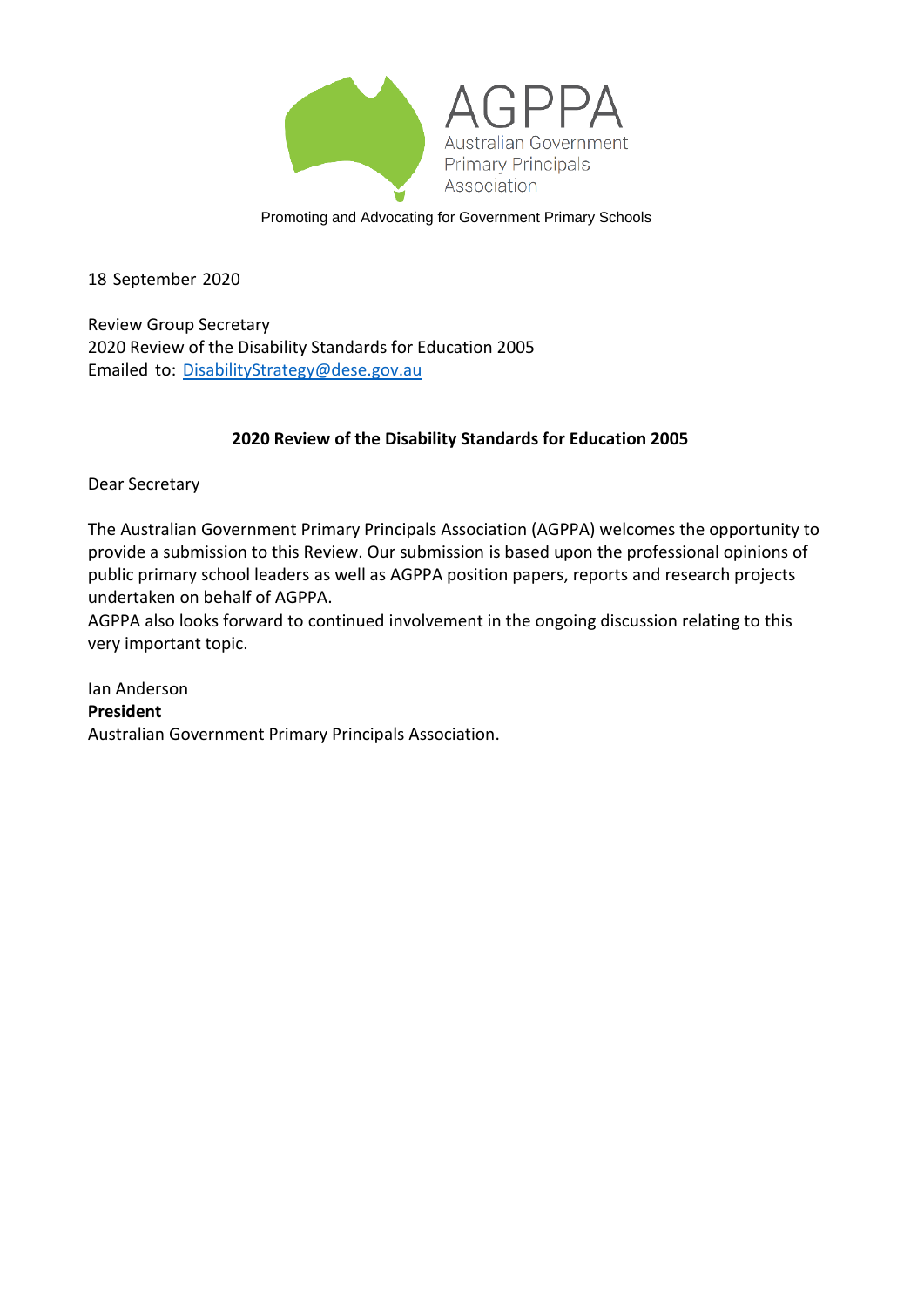AGPPA

Australian Government Primary Principals Association

Promoting and Advocating for Government Primary Schools

18 September 2020

Review Group Secretary
2020 Review of the Disability Standards for Education 2005
Emailed to: DisabilityStrategy@dese.gov.au

**2020 Review of the Disability Standards for Education 2005**

Dear Secretary

The Australian Government Primary Principals Association (AGPPA) welcomes the opportunity to provide a submission to this Review. Our submission is based upon the professional opinions of public primary school leaders as well as AGPPA position papers, reports and research projects undertaken on behalf of AGPPA.
AGPPA also looks forward to continued involvement in the ongoing discussion relating to this very important topic.

Ian Anderson
**President**
Australian Government Primary Principals Association.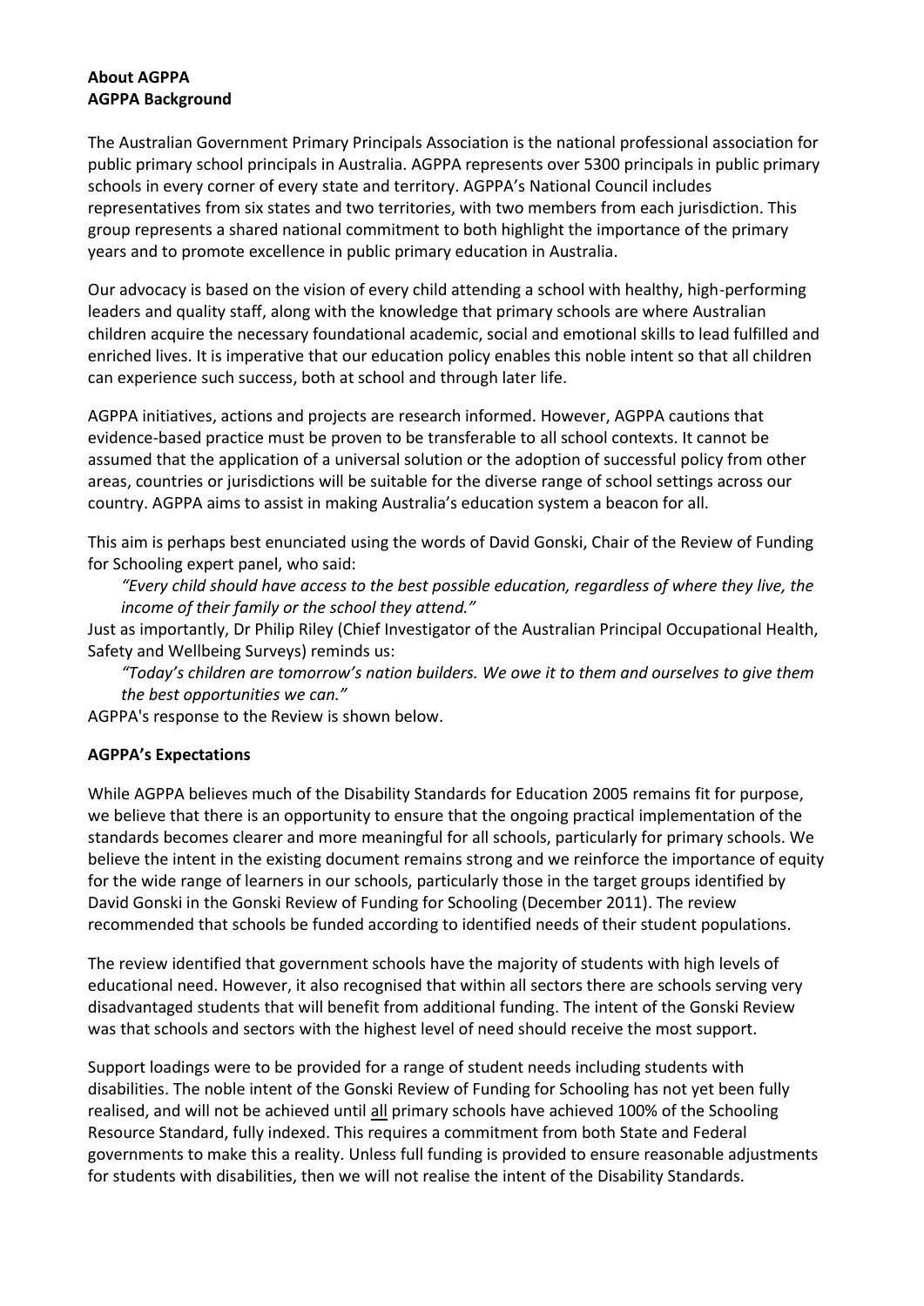**About AGPPA**
**AGPPA Background**

The Australian Government Primary Principals Association is the national professional association for public primary school principals in Australia. AGPPA represents over 5300 principals in public primary schools in every corner of every state and territory. AGPPA's National Council includes representatives from six states and two territories, with two members from each jurisdiction. This group represents a shared national commitment to both highlight the importance of the primary years and to promote excellence in public primary education in Australia.

Our advocacy is based on the vision of every child attending a school with healthy, high-performing leaders and quality staff, along with the knowledge that primary schools are where Australian children acquire the necessary foundational academic, social and emotional skills to lead fulfilled and enriched lives. It is imperative that our education policy enables this noble intent so that all children can experience such success, both at school and through later life.

AGPPA initiatives, actions and projects are research informed. However, AGPPA cautions that evidence-based practice must be proven to be transferable to all school contexts. It cannot be assumed that the application of a universal solution or the adoption of successful policy from other areas, countries or jurisdictions will be suitable for the diverse range of school settings across our country. AGPPA aims to assist in making Australia's education system a beacon for all.

This aim is perhaps best enunciated using the words of David Gonski, Chair of the Review of Funding for Schooling expert panel, who said:

> *"Every child should have access to the best possible education, regardless of where they live, the income of their family or the school they attend."*

Just as importantly, Dr Philip Riley (Chief Investigator of the Australian Principal Occupational Health, Safety and Wellbeing Surveys) reminds us:

> *"Today's children are tomorrow's nation builders. We owe it to them and ourselves to give them the best opportunities we can."*

AGPPA's response to the Review is shown below.

**AGPPA's Expectations**

While AGPPA believes much of the Disability Standards for Education 2005 remains fit for purpose, we believe that there is an opportunity to ensure that the ongoing practical implementation of the standards becomes clearer and more meaningful for all schools, particularly for primary schools. We believe the intent in the existing document remains strong and we reinforce the importance of equity for the wide range of learners in our schools, particularly those in the target groups identified by David Gonski in the Gonski Review of Funding for Schooling (December 2011). The review recommended that schools be funded according to identified needs of their student populations.

The review identified that government schools have the majority of students with high levels of educational need. However, it also recognised that within all sectors there are schools serving very disadvantaged students that will benefit from additional funding. The intent of the Gonski Review was that schools and sectors with the highest level of need should receive the most support.

Support loadings were to be provided for a range of student needs including students with disabilities. The noble intent of the Gonski Review of Funding for Schooling has not yet been fully realised, and will not be achieved until <u>all</u> primary schools have achieved 100% of the Schooling Resource Standard, fully indexed. This requires a commitment from both State and Federal governments to make this a reality. Unless full funding is provided to ensure reasonable adjustments for students with disabilities, then we will not realise the intent of the Disability Standards.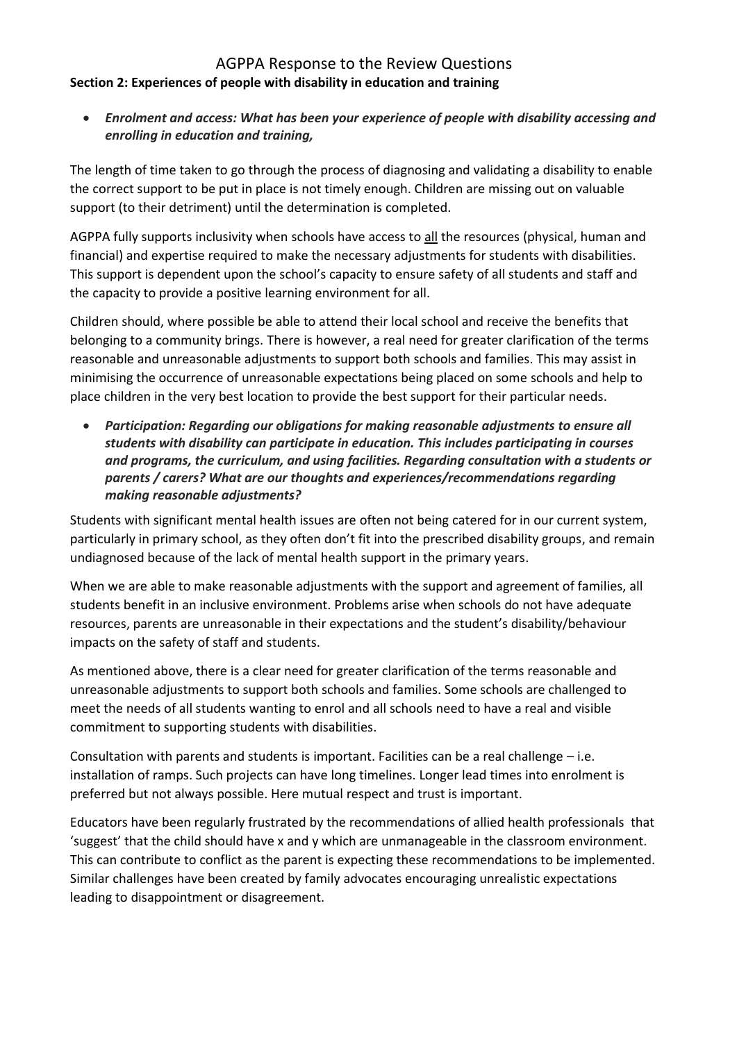# AGPPA Response to the Review Questions

**Section 2: Experiences of people with disability in education and training**

- ***Enrolment and access: What has been your experience of people with disability accessing and enrolling in education and training,***

The length of time taken to go through the process of diagnosing and validating a disability to enable the correct support to be put in place is not timely enough. Children are missing out on valuable support (to their detriment) until the determination is completed.

AGPPA fully supports inclusivity when schools have access to <u>all</u> the resources (physical, human and financial) and expertise required to make the necessary adjustments for students with disabilities. This support is dependent upon the school's capacity to ensure safety of all students and staff and the capacity to provide a positive learning environment for all.

Children should, where possible be able to attend their local school and receive the benefits that belonging to a community brings. There is however, a real need for greater clarification of the terms reasonable and unreasonable adjustments to support both schools and families. This may assist in minimising the occurrence of unreasonable expectations being placed on some schools and help to place children in the very best location to provide the best support for their particular needs.

- ***Participation: Regarding our obligations for making reasonable adjustments to ensure all students with disability can participate in education. This includes participating in courses and programs, the curriculum, and using facilities. Regarding consultation with a students or parents / carers? What are our thoughts and experiences/recommendations regarding making reasonable adjustments?***

Students with significant mental health issues are often not being catered for in our current system, particularly in primary school, as they often don't fit into the prescribed disability groups, and remain undiagnosed because of the lack of mental health support in the primary years.

When we are able to make reasonable adjustments with the support and agreement of families, all students benefit in an inclusive environment. Problems arise when schools do not have adequate resources, parents are unreasonable in their expectations and the student's disability/behaviour impacts on the safety of staff and students.

As mentioned above, there is a clear need for greater clarification of the terms reasonable and unreasonable adjustments to support both schools and families. Some schools are challenged to meet the needs of all students wanting to enrol and all schools need to have a real and visible commitment to supporting students with disabilities.

Consultation with parents and students is important. Facilities can be a real challenge – i.e. installation of ramps. Such projects can have long timelines. Longer lead times into enrolment is preferred but not always possible. Here mutual respect and trust is important.

Educators have been regularly frustrated by the recommendations of allied health professionals that 'suggest' that the child should have x and y which are unmanageable in the classroom environment. This can contribute to conflict as the parent is expecting these recommendations to be implemented. Similar challenges have been created by family advocates encouraging unrealistic expectations leading to disappointment or disagreement.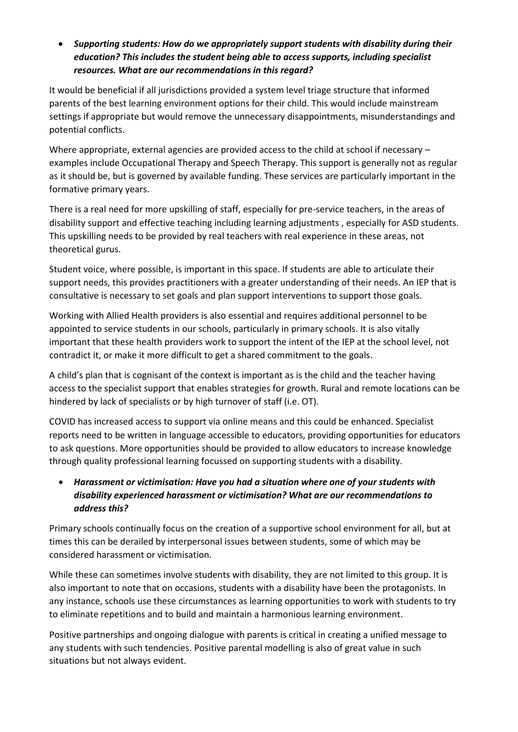- ***Supporting students: How do we appropriately support students with disability during their education? This includes the student being able to access supports, including specialist resources. What are our recommendations in this regard?***

It would be beneficial if all jurisdictions provided a system level triage structure that informed parents of the best learning environment options for their child. This would include mainstream settings if appropriate but would remove the unnecessary disappointments, misunderstandings and potential conflicts.

Where appropriate, external agencies are provided access to the child at school if necessary – examples include Occupational Therapy and Speech Therapy. This support is generally not as regular as it should be, but is governed by available funding. These services are particularly important in the formative primary years.

There is a real need for more upskilling of staff, especially for pre-service teachers, in the areas of disability support and effective teaching including learning adjustments , especially for ASD students. This upskilling needs to be provided by real teachers with real experience in these areas, not theoretical gurus.

Student voice, where possible, is important in this space. If students are able to articulate their support needs, this provides practitioners with a greater understanding of their needs. An IEP that is consultative is necessary to set goals and plan support interventions to support those goals.

Working with Allied Health providers is also essential and requires additional personnel to be appointed to service students in our schools, particularly in primary schools. It is also vitally important that these health providers work to support the intent of the IEP at the school level, not contradict it, or make it more difficult to get a shared commitment to the goals.

A child's plan that is cognisant of the context is important as is the child and the teacher having access to the specialist support that enables strategies for growth. Rural and remote locations can be hindered by lack of specialists or by high turnover of staff (i.e. OT).

COVID has increased access to support via online means and this could be enhanced. Specialist reports need to be written in language accessible to educators, providing opportunities for educators to ask questions. More opportunities should be provided to allow educators to increase knowledge through quality professional learning focussed on supporting students with a disability.

- ***Harassment or victimisation: Have you had a situation where one of your students with disability experienced harassment or victimisation? What are our recommendations to address this?***

Primary schools continually focus on the creation of a supportive school environment for all, but at times this can be derailed by interpersonal issues between students, some of which may be considered harassment or victimisation.

While these can sometimes involve students with disability, they are not limited to this group. It is also important to note that on occasions, students with a disability have been the protagonists. In any instance, schools use these circumstances as learning opportunities to work with students to try to eliminate repetitions and to build and maintain a harmonious learning environment.

Positive partnerships and ongoing dialogue with parents is critical in creating a unified message to any students with such tendencies. Positive parental modelling is also of great value in such situations but not always evident.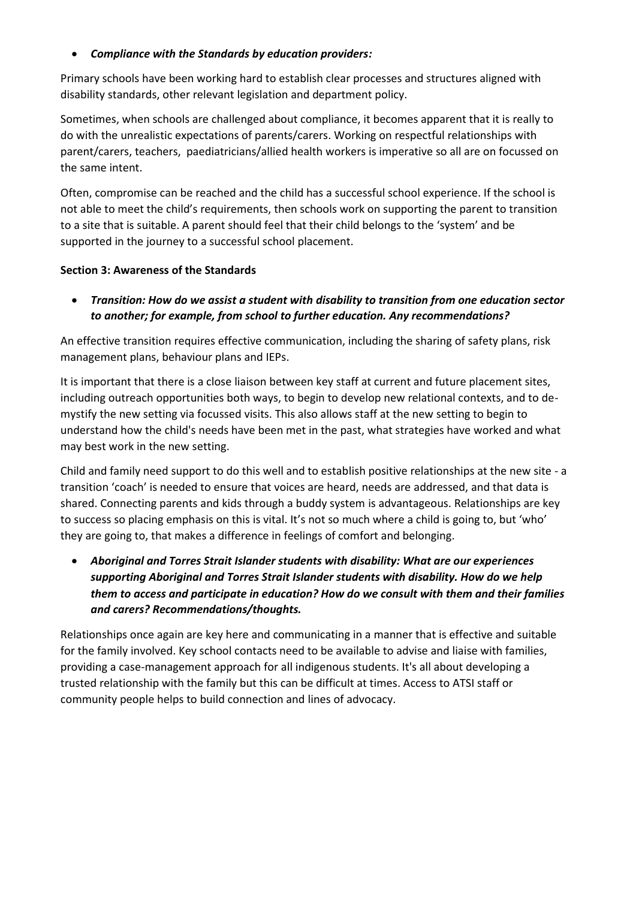- ***Compliance with the Standards by education providers:***

Primary schools have been working hard to establish clear processes and structures aligned with disability standards, other relevant legislation and department policy.

Sometimes, when schools are challenged about compliance, it becomes apparent that it is really to do with the unrealistic expectations of parents/carers. Working on respectful relationships with parent/carers, teachers, paediatricians/allied health workers is imperative so all are on focussed on the same intent.

Often, compromise can be reached and the child has a successful school experience. If the school is not able to meet the child's requirements, then schools work on supporting the parent to transition to a site that is suitable. A parent should feel that their child belongs to the 'system' and be supported in the journey to a successful school placement.

**Section 3: Awareness of the Standards**

- ***Transition: How do we assist a student with disability to transition from one education sector to another; for example, from school to further education. Any recommendations?***

An effective transition requires effective communication, including the sharing of safety plans, risk management plans, behaviour plans and IEPs.

It is important that there is a close liaison between key staff at current and future placement sites, including outreach opportunities both ways, to begin to develop new relational contexts, and to de-mystify the new setting via focussed visits. This also allows staff at the new setting to begin to understand how the child's needs have been met in the past, what strategies have worked and what may best work in the new setting.

Child and family need support to do this well and to establish positive relationships at the new site - a transition 'coach' is needed to ensure that voices are heard, needs are addressed, and that data is shared. Connecting parents and kids through a buddy system is advantageous. Relationships are key to success so placing emphasis on this is vital. It's not so much where a child is going to, but 'who' they are going to, that makes a difference in feelings of comfort and belonging.

- ***Aboriginal and Torres Strait Islander students with disability: What are our experiences supporting Aboriginal and Torres Strait Islander students with disability. How do we help them to access and participate in education? How do we consult with them and their families and carers? Recommendations/thoughts.***

Relationships once again are key here and communicating in a manner that is effective and suitable for the family involved. Key school contacts need to be available to advise and liaise with families, providing a case-management approach for all indigenous students. It's all about developing a trusted relationship with the family but this can be difficult at times. Access to ATSI staff or community people helps to build connection and lines of advocacy.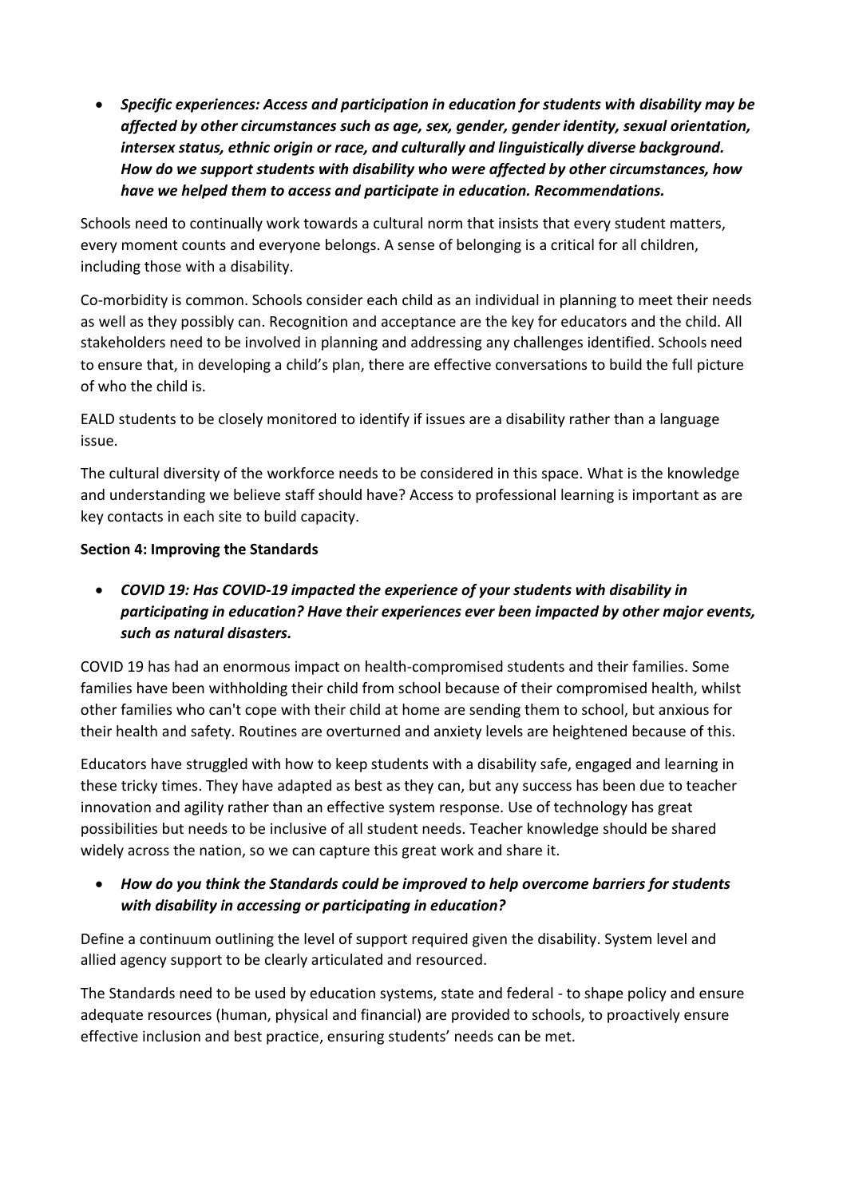- ***Specific experiences: Access and participation in education for students with disability may be affected by other circumstances such as age, sex, gender, gender identity, sexual orientation, intersex status, ethnic origin or race, and culturally and linguistically diverse background. How do we support students with disability who were affected by other circumstances, how have we helped them to access and participate in education. Recommendations.***

Schools need to continually work towards a cultural norm that insists that every student matters, every moment counts and everyone belongs. A sense of belonging is a critical for all children, including those with a disability.

Co-morbidity is common. Schools consider each child as an individual in planning to meet their needs as well as they possibly can. Recognition and acceptance are the key for educators and the child. All stakeholders need to be involved in planning and addressing any challenges identified. Schools need to ensure that, in developing a child's plan, there are effective conversations to build the full picture of who the child is.

EALD students to be closely monitored to identify if issues are a disability rather than a language issue.

The cultural diversity of the workforce needs to be considered in this space. What is the knowledge and understanding we believe staff should have? Access to professional learning is important as are key contacts in each site to build capacity.

**Section 4: Improving the Standards**

- ***COVID 19: Has COVID-19 impacted the experience of your students with disability in participating in education? Have their experiences ever been impacted by other major events, such as natural disasters.***

COVID 19 has had an enormous impact on health-compromised students and their families. Some families have been withholding their child from school because of their compromised health, whilst other families who can't cope with their child at home are sending them to school, but anxious for their health and safety. Routines are overturned and anxiety levels are heightened because of this.

Educators have struggled with how to keep students with a disability safe, engaged and learning in these tricky times. They have adapted as best as they can, but any success has been due to teacher innovation and agility rather than an effective system response. Use of technology has great possibilities but needs to be inclusive of all student needs. Teacher knowledge should be shared widely across the nation, so we can capture this great work and share it.

- ***How do you think the Standards could be improved to help overcome barriers for students with disability in accessing or participating in education?***

Define a continuum outlining the level of support required given the disability. System level and allied agency support to be clearly articulated and resourced.

The Standards need to be used by education systems, state and federal - to shape policy and ensure adequate resources (human, physical and financial) are provided to schools, to proactively ensure effective inclusion and best practice, ensuring students' needs can be met.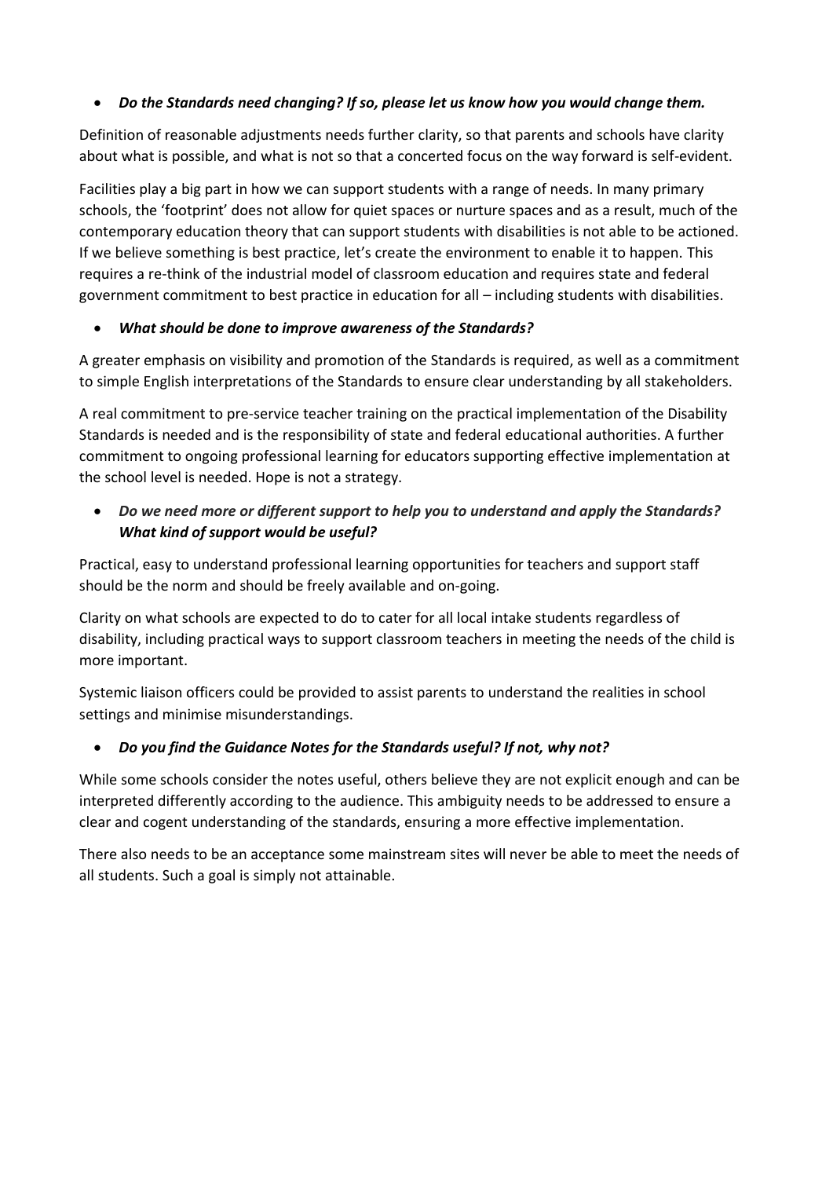- ***Do the Standards need changing? If so, please let us know how you would change them.***

Definition of reasonable adjustments needs further clarity, so that parents and schools have clarity about what is possible, and what is not so that a concerted focus on the way forward is self-evident.

Facilities play a big part in how we can support students with a range of needs. In many primary schools, the 'footprint' does not allow for quiet spaces or nurture spaces and as a result, much of the contemporary education theory that can support students with disabilities is not able to be actioned. If we believe something is best practice, let's create the environment to enable it to happen. This requires a re-think of the industrial model of classroom education and requires state and federal government commitment to best practice in education for all – including students with disabilities.

- ***What should be done to improve awareness of the Standards?***

A greater emphasis on visibility and promotion of the Standards is required, as well as a commitment to simple English interpretations of the Standards to ensure clear understanding by all stakeholders.

A real commitment to pre-service teacher training on the practical implementation of the Disability Standards is needed and is the responsibility of state and federal educational authorities. A further commitment to ongoing professional learning for educators supporting effective implementation at the school level is needed. Hope is not a strategy.

- ***Do we need more or different support to help you to understand and apply the Standards? What kind of support would be useful?***

Practical, easy to understand professional learning opportunities for teachers and support staff should be the norm and should be freely available and on-going.

Clarity on what schools are expected to do to cater for all local intake students regardless of disability, including practical ways to support classroom teachers in meeting the needs of the child is more important.

Systemic liaison officers could be provided to assist parents to understand the realities in school settings and minimise misunderstandings.

- ***Do you find the Guidance Notes for the Standards useful? If not, why not?***

While some schools consider the notes useful, others believe they are not explicit enough and can be interpreted differently according to the audience. This ambiguity needs to be addressed to ensure a clear and cogent understanding of the standards, ensuring a more effective implementation.

There also needs to be an acceptance some mainstream sites will never be able to meet the needs of all students. Such a goal is simply not attainable.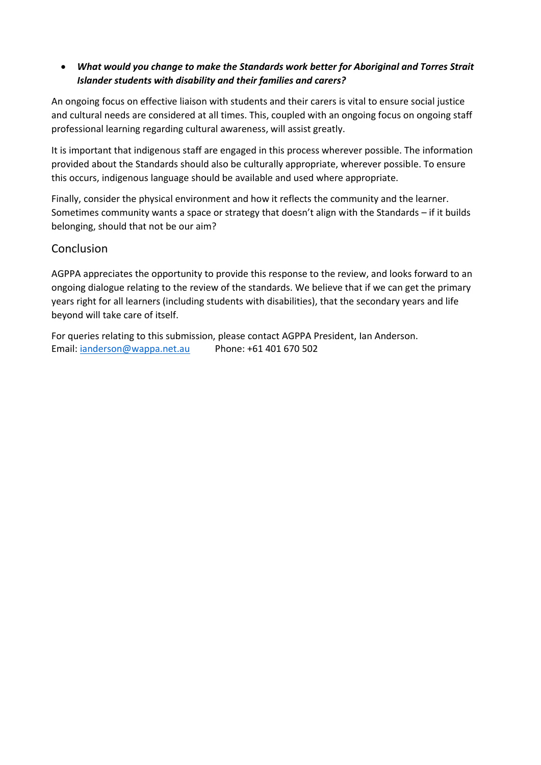- ***What would you change to make the Standards work better for Aboriginal and Torres Strait Islander students with disability and their families and carers?***

An ongoing focus on effective liaison with students and their carers is vital to ensure social justice and cultural needs are considered at all times. This, coupled with an ongoing focus on ongoing staff professional learning regarding cultural awareness, will assist greatly.

It is important that indigenous staff are engaged in this process wherever possible. The information provided about the Standards should also be culturally appropriate, wherever possible. To ensure this occurs, indigenous language should be available and used where appropriate.

Finally, consider the physical environment and how it reflects the community and the learner. Sometimes community wants a space or strategy that doesn't align with the Standards – if it builds belonging, should that not be our aim?

## Conclusion

AGPPA appreciates the opportunity to provide this response to the review, and looks forward to an ongoing dialogue relating to the review of the standards. We believe that if we can get the primary years right for all learners (including students with disabilities), that the secondary years and life beyond will take care of itself.

For queries relating to this submission, please contact AGPPA President, Ian Anderson.
Email: ianderson@wappa.net.au Phone: +61 401 670 502